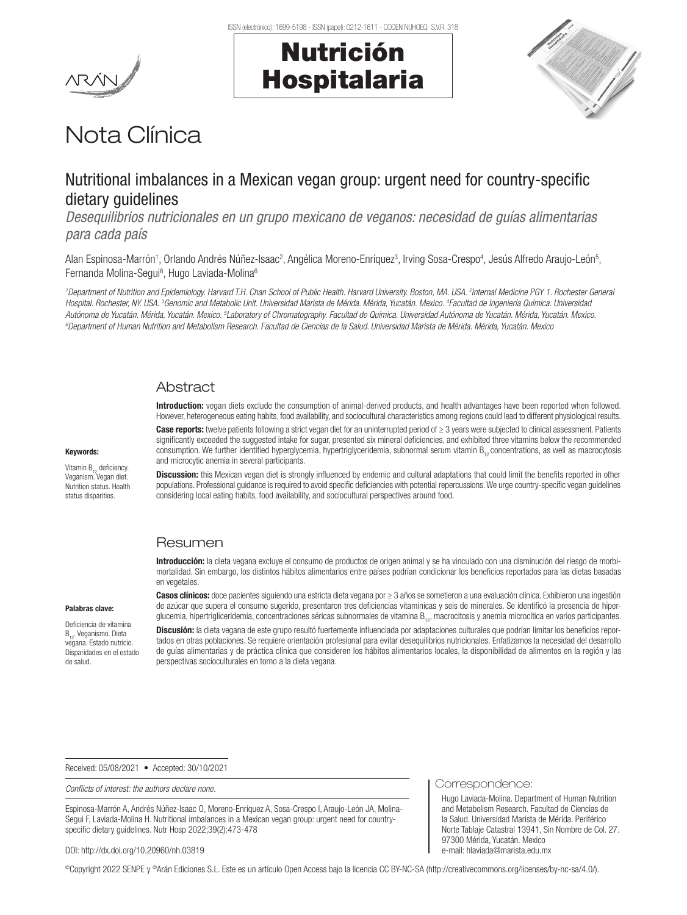# Nota Clínica

## Nutritional imbalances in a Mexican vegan group: urgent need for country-specific dietary guidelines

*Desequilibrios nutricionales en un grupo mexicano de veganos: necesidad de guías alimentarias para cada país*

Alan Espinosa-Marrón[1], Orlando Andrés Núñez-Isaac[2], Angélica Moreno-Enríquez[3], Irving Sosa-Crespo[4], Jesús Alfredo Araujo-León[5], Fernanda Molina-Segui[6], Hugo Laviada-Molina[6]

*[1]Department of Nutrition and Epidemiology. Harvard T.H. Chan School of Public Health. Harvard University. Boston, MA. USA. [2]Internal Medicine PGY 1. Rochester General Hospital. Rochester, NY. USA. [3]Genomic and Metabolic Unit. Universidad Marista de Mérida. Mérida, Yucatán. Mexico. [4]Facultad de Ingeniería Química. Universidad Autónoma de Yucatán. Mérida, Yucatán. Mexico. [5]Laboratory of Chromatography. Facultad de Química. Universidad Autónoma de Yucatán. Mérida, Yucatán. Mexico. [6]Department of Human Nutrition and Metabolism Research. Facultad de Ciencias de la Salud. Universidad Marista de Mérida. Mérida, Yucatán. Mexico*

### Abstract

**Keywords:**

Vitamin $B_{12}$ deficiency. Veganism. Vegan diet. Nutrition status. Health status disparities.

**Introduction:** vegan diets exclude the consumption of animal-derived products, and health advantages have been reported when followed. However, heterogeneous eating habits, food availability, and sociocultural characteristics among regions could lead to different physiological results.

**Case reports:** twelve patients following a strict vegan diet for an uninterrupted period of ≥ 3 years were subjected to clinical assessment. Patients significantly exceeded the suggested intake for sugar, presented six mineral deficiencies, and exhibited three vitamins below the recommended consumption. We further identified hyperglycemia, hypertriglyceridemia, subnormal serum vitamin $B_{12}$ concentrations, as well as macrocytosis and microcytic anemia in several participants.

**Discussion:** this Mexican vegan diet is strongly influenced by endemic and cultural adaptations that could limit the benefits reported in other populations. Professional guidance is required to avoid specific deficiencies with potential repercussions. We urge country-specific vegan guidelines considering local eating habits, food availability, and sociocultural perspectives around food.

### Resumen

**Palabras clave:**

Deficiencia de vitamina $B_{12}$. Veganismo. Dieta vegana. Estado nutricio. Disparidades en el estado de salud.

**Introducción:** la dieta vegana excluye el consumo de productos de origen animal y se ha vinculado con una disminución del riesgo de morbimortalidad. Sin embargo, los distintos hábitos alimentarios entre países podrían condicionar los beneficios reportados para las dietas basadas en vegetales.

**Casos clínicos:** doce pacientes siguiendo una estricta dieta vegana por ≥ 3 años se sometieron a una evaluación clínica. Exhibieron una ingestión de azúcar que supera el consumo sugerido, presentaron tres deficiencias vitamínicas y seis de minerales. Se identificó la presencia de hiperglucemia, hipertrigliceridemia, concentraciones séricas subnormales de vitamina $B_{12}$, macrocitosis y anemia microcítica en varios participantes.

**Discusión:** la dieta vegana de este grupo resultó fuertemente influenciada por adaptaciones culturales que podrían limitar los beneficios reportados en otras poblaciones. Se requiere orientación profesional para evitar desequilibrios nutricionales. Enfatizamos la necesidad del desarrollo de guías alimentarias y de práctica clínica que consideren los hábitos alimentarios locales, la disponibilidad de alimentos en la región y las perspectivas socioculturales en torno a la dieta vegana.

Received: 05/08/2021 • Accepted: 30/10/2021

*Conflicts of interest: the authors declare none.*

Espinosa-Marrón A, Andrés Núñez-Isaac O, Moreno-Enríquez A, Sosa-Crespo I, Araujo-León JA, Molina-Segui F, Laviada-Molina H. Nutritional imbalances in a Mexican vegan group: urgent need for country-specific dietary guidelines. Nutr Hosp 2022;39(2):473-478

DOI: http://dx.doi.org/10.20960/nh.03819

**Correspondence:**

Hugo Laviada-Molina. Department of Human Nutrition and Metabolism Research. Facultad de Ciencias de la Salud. Universidad Marista de Mérida. Periférico Norte Tablaje Catastral 13941, Sin Nombre de Col. 27. 97300 Mérida, Yucatán. Mexico
e-mail: hlaviada@marista.edu.mx

©Copyright 2022 SENPE y ©Arán Ediciones S.L. Este es un artículo Open Access bajo la licencia CC BY-NC-SA (http://creativecommons.org/licenses/by-nc-sa/4.0/).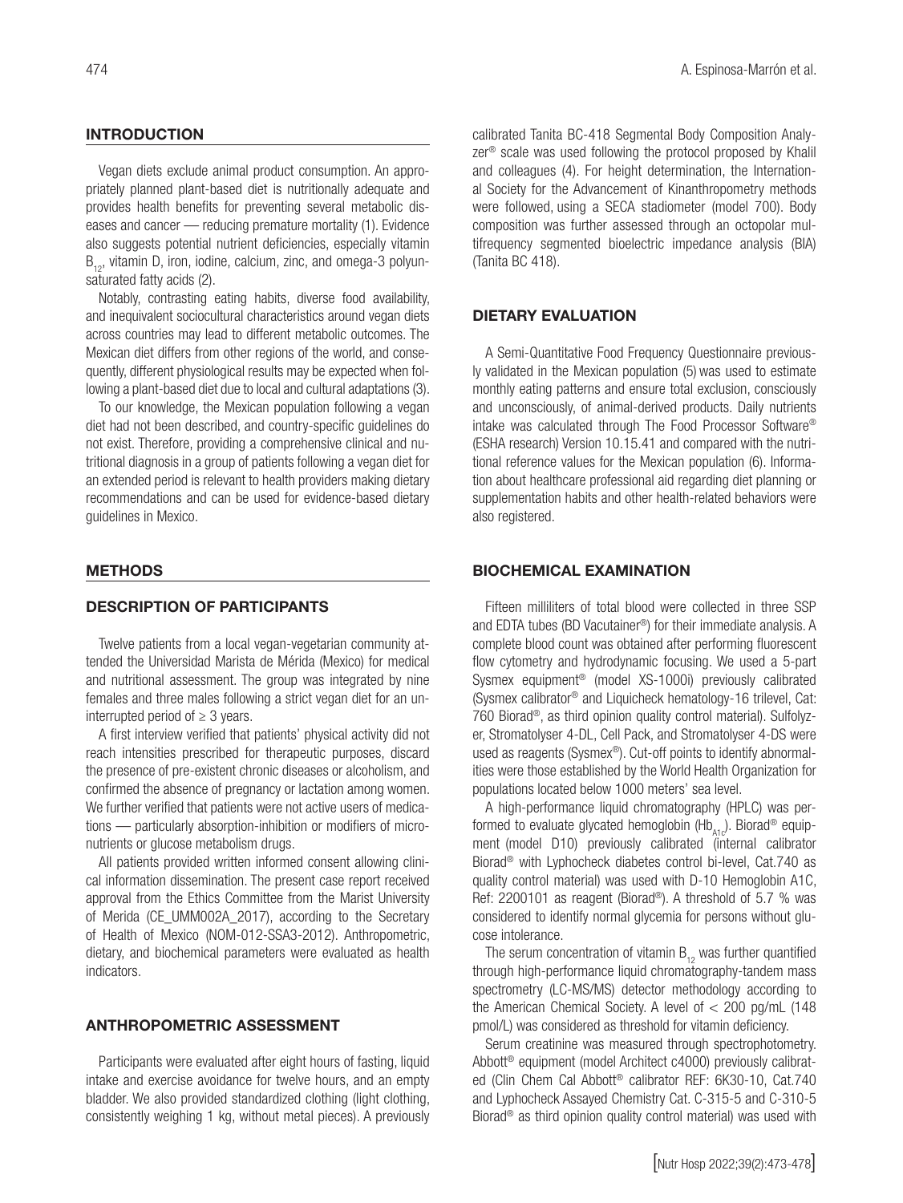## INTRODUCTION

Vegan diets exclude animal product consumption. An appropriately planned plant-based diet is nutritionally adequate and provides health benefits for preventing several metabolic diseases and cancer — reducing premature mortality (1). Evidence also suggests potential nutrient deficiencies, especially vitamin $B_{12}$, vitamin D, iron, iodine, calcium, zinc, and omega-3 polyunsaturated fatty acids (2).

Notably, contrasting eating habits, diverse food availability, and inequivalent sociocultural characteristics around vegan diets across countries may lead to different metabolic outcomes. The Mexican diet differs from other regions of the world, and consequently, different physiological results may be expected when following a plant-based diet due to local and cultural adaptations (3).

To our knowledge, the Mexican population following a vegan diet had not been described, and country-specific guidelines do not exist. Therefore, providing a comprehensive clinical and nutritional diagnosis in a group of patients following a vegan diet for an extended period is relevant to health providers making dietary recommendations and can be used for evidence-based dietary guidelines in Mexico.

## METHODS

### DESCRIPTION OF PARTICIPANTS

Twelve patients from a local vegan-vegetarian community attended the Universidad Marista de Mérida (Mexico) for medical and nutritional assessment. The group was integrated by nine females and three males following a strict vegan diet for an uninterrupted period of ≥ 3 years.

A first interview verified that patients' physical activity did not reach intensities prescribed for therapeutic purposes, discard the presence of pre-existent chronic diseases or alcoholism, and confirmed the absence of pregnancy or lactation among women. We further verified that patients were not active users of medications — particularly absorption-inhibition or modifiers of micronutrients or glucose metabolism drugs.

All patients provided written informed consent allowing clinical information dissemination. The present case report received approval from the Ethics Committee from the Marist University of Merida (CE_UMM002A_2017), according to the Secretary of Health of Mexico (NOM-012-SSA3-2012). Anthropometric, dietary, and biochemical parameters were evaluated as health indicators.

### ANTHROPOMETRIC ASSESSMENT

Participants were evaluated after eight hours of fasting, liquid intake and exercise avoidance for twelve hours, and an empty bladder. We also provided standardized clothing (light clothing, consistently weighing 1 kg, without metal pieces). A previously calibrated Tanita BC-418 Segmental Body Composition Analyzer® scale was used following the protocol proposed by Khalil and colleagues (4). For height determination, the International Society for the Advancement of Kinanthropometry methods were followed, using a SECA stadiometer (model 700). Body composition was further assessed through an octopolar multifrequency segmented bioelectric impedance analysis (BIA) (Tanita BC 418).

### DIETARY EVALUATION

A Semi-Quantitative Food Frequency Questionnaire previously validated in the Mexican population (5) was used to estimate monthly eating patterns and ensure total exclusion, consciously and unconsciously, of animal-derived products. Daily nutrients intake was calculated through The Food Processor Software® (ESHA research) Version 10.15.41 and compared with the nutritional reference values for the Mexican population (6). Information about healthcare professional aid regarding diet planning or supplementation habits and other health-related behaviors were also registered.

### BIOCHEMICAL EXAMINATION

Fifteen milliliters of total blood were collected in three SSP and EDTA tubes (BD Vacutainer®) for their immediate analysis. A complete blood count was obtained after performing fluorescent flow cytometry and hydrodynamic focusing. We used a 5-part Sysmex equipment® (model XS-1000i) previously calibrated (Sysmex calibrator® and Liquicheck hematology-16 trilevel, Cat: 760 Biorad®, as third opinion quality control material). Sulfolyzer, Stromatolyser 4-DL, Cell Pack, and Stromatolyser 4-DS were used as reagents (Sysmex®). Cut-off points to identify abnormalities were those established by the World Health Organization for populations located below 1000 meters' sea level.

A high-performance liquid chromatography (HPLC) was performed to evaluate glycated hemoglobin ($Hb_{A1c}$). Biorad® equipment (model D10) previously calibrated (internal calibrator Biorad® with Lyphocheck diabetes control bi-level, Cat.740 as quality control material) was used with D-10 Hemoglobin A1C, Ref: 2200101 as reagent (Biorad®). A threshold of 5.7 % was considered to identify normal glycemia for persons without glucose intolerance.

The serum concentration of vitamin $B_{12}$ was further quantified through high-performance liquid chromatography-tandem mass spectrometry (LC-MS/MS) detector methodology according to the American Chemical Society. A level of < 200 pg/mL (148 pmol/L) was considered as threshold for vitamin deficiency.

Serum creatinine was measured through spectrophotometry. Abbott® equipment (model Architect c4000) previously calibrated (Clin Chem Cal Abbott® calibrator REF: 6K30-10, Cat.740 and Lyphocheck Assayed Chemistry Cat. C-315-5 and C-310-5 Biorad® as third opinion quality control material) was used with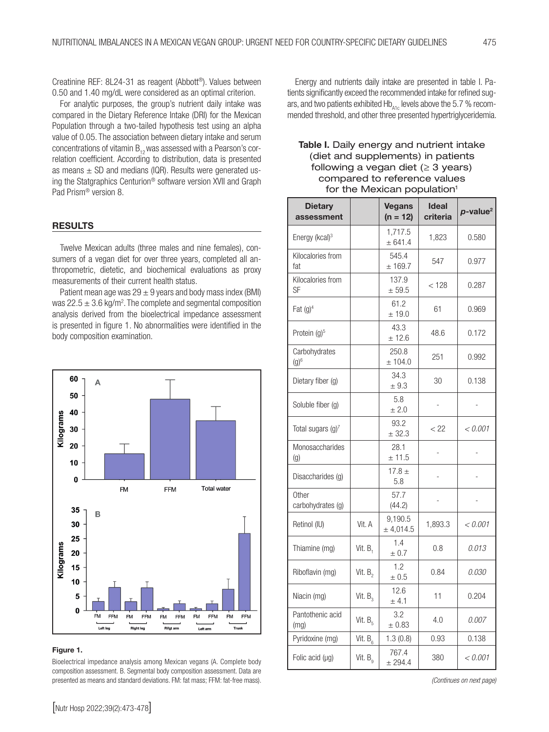Creatinine REF: 8L24-31 as reagent (Abbott®). Values between 0.50 and 1.40 mg/dL were considered as an optimal criterion.

For analytic purposes, the group's nutrient daily intake was compared in the Dietary Reference Intake (DRI) for the Mexican Population through a two-tailed hypothesis test using an alpha value of 0.05. The association between dietary intake and serum concentrations of vitamin $B_{12}$ was assessed with a Pearson's correlation coefficient. According to distribution, data is presented as means ± SD and medians (IQR). Results were generated using the Statgraphics Centurion® software version XVII and Graph Pad Prism® version 8.

## RESULTS

Twelve Mexican adults (three males and nine females), consumers of a vegan diet for over three years, completed all anthropometric, dietetic, and biochemical evaluations as proxy measurements of their current health status.

Patient mean age was 29 ± 9 years and body mass index (BMI) was 22.5 ± 3.6 kg/m$^2$. The complete and segmental composition analysis derived from the bioelectrical impedance assessment is presented in figure 1. No abnormalities were identified in the body composition examination.

**Figure 1.**

Bioelectrical impedance analysis among Mexican vegans (A. Complete body composition assessment. B. Segmental body composition assessment. Data are presented as means and standard deviations. FM: fat mass; FFM: fat-free mass).

Energy and nutrients daily intake are presented in table I. Patients significantly exceed the recommended intake for refined sugars, and two patients exhibited $Hb_{A1c}$ levels above the 5.7 % recommended threshold, and other three presented hypertriglyceridemia.

**Table I.** Daily energy and nutrient intake (diet and supplements) in patients following a vegan diet (≥ 3 years) compared to reference values for the Mexican population[1]

| Dietary assessment | | Vegans (n = 12) | Ideal criteria | *p*-value[2] |
|---|---|---|---|---|
| Energy (kcal)[3] | | 1,717.5 ± 641.4 | 1,823 | 0.580 |
| Kilocalories from fat | | 545.4 ± 169.7 | 547 | 0.977 |
| Kilocalories from SF | | 137.9 ± 59.5 | < 128 | 0.287 |
| Fat (g)[4] | | 61.2 ± 19.0 | 61 | 0.969 |
| Protein (g)[5] | | 43.3 ± 12.6 | 48.6 | 0.172 |
| Carbohydrates (g)[6] | | 250.8 ± 104.0 | 251 | 0.992 |
| Dietary fiber (g) | | 34.3 ± 9.3 | 30 | 0.138 |
| Soluble fiber (g) | | 5.8 ± 2.0 | - | - |
| Total sugars (g)[7] | | 93.2 ± 32.3 | < 22 | *< 0.001* |
| Monosaccharides (g) | | 28.1 ± 11.5 | - | - |
| Disaccharides (g) | | 17.8 ± 5.8 | - | - |
| Other carbohydrates (g) | | 57.7 (44.2) | - | - |
| Retinol (IU) | Vit. A | 9,190.5 ± 4,014.5 | 1,893.3 | *< 0.001* |
| Thiamine (mg) | Vit. $B_1$ | 1.4 ± 0.7 | 0.8 | *0.013* |
| Riboflavin (mg) | Vit. $B_2$ | 1.2 ± 0.5 | 0.84 | *0.030* |
| Niacin (mg) | Vit. $B_3$ | 12.6 ± 4.1 | 11 | 0.204 |
| Pantothenic acid (mg) | Vit. $B_5$ | 3.2 ± 0.83 | 4.0 | *0.007* |
| Pyridoxine (mg) | Vit. $B_6$ | 1.3 (0.8) | 0.93 | 0.138 |
| Folic acid (µg) | Vit. $B_9$ | 767.4 ± 294.4 | 380 | *< 0.001* |

*(Continues on next page)*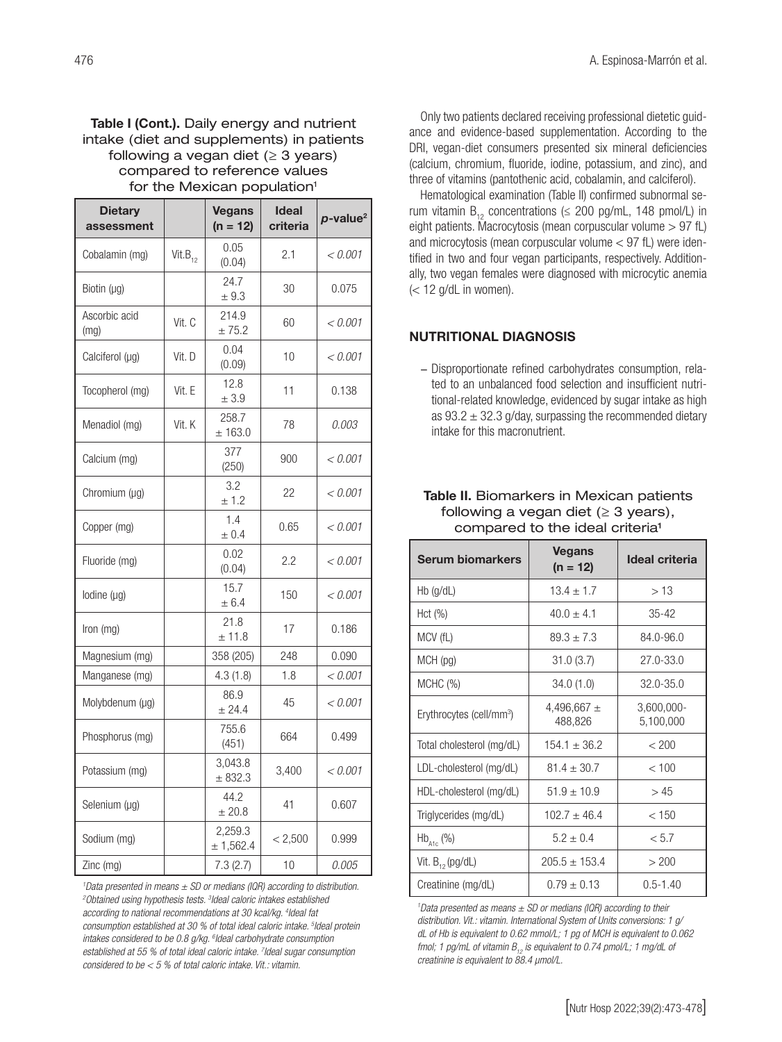**Table I (Cont.).** Daily energy and nutrient intake (diet and supplements) in patients following a vegan diet (≥ 3 years) compared to reference values for the Mexican population[1]

| Dietary assessment | | Vegans (n = 12) | Ideal criteria | p-value[2] |
|---|---|---|---|---|
| Cobalamin (mg) | Vit.$B_{12}$ | 0.05 (0.04) | 2.1 | *< 0.001* |
| Biotin (µg) | | 24.7 ± 9.3 | 30 | 0.075 |
| Ascorbic acid (mg) | Vit. C | 214.9 ± 75.2 | 60 | *< 0.001* |
| Calciferol (µg) | Vit. D | 0.04 (0.09) | 10 | *< 0.001* |
| Tocopherol (mg) | Vit. E | 12.8 ± 3.9 | 11 | 0.138 |
| Menadiol (mg) | Vit. K | 258.7 ± 163.0 | 78 | *0.003* |
| Calcium (mg) | | 377 (250) | 900 | *< 0.001* |
| Chromium (µg) | | 3.2 ± 1.2 | 22 | *< 0.001* |
| Copper (mg) | | 1.4 ± 0.4 | 0.65 | *< 0.001* |
| Fluoride (mg) | | 0.02 (0.04) | 2.2 | *< 0.001* |
| Iodine (µg) | | 15.7 ± 6.4 | 150 | *< 0.001* |
| Iron (mg) | | 21.8 ± 11.8 | 17 | 0.186 |
| Magnesium (mg) | | 358 (205) | 248 | 0.090 |
| Manganese (mg) | | 4.3 (1.8) | 1.8 | *< 0.001* |
| Molybdenum (µg) | | 86.9 ± 24.4 | 45 | *< 0.001* |
| Phosphorus (mg) | | 755.6 (451) | 664 | 0.499 |
| Potassium (mg) | | 3,043.8 ± 832.3 | 3,400 | *< 0.001* |
| Selenium (µg) | | 44.2 ± 20.8 | 41 | 0.607 |
| Sodium (mg) | | 2,259.3 ± 1,562.4 | < 2,500 | 0.999 |
| Zinc (mg) | | 7.3 (2.7) | 10 | *0.005* |

*[1]Data presented in means ± SD or medians (IQR) according to distribution. [2]Obtained using hypothesis tests. [3]Ideal caloric intakes established according to national recommendations at 30 kcal/kg. [4]Ideal fat consumption established at 30 % of total ideal caloric intake. [5]Ideal protein intakes considered to be 0.8 g/kg. [6]Ideal carbohydrate consumption established at 55 % of total ideal caloric intake. [7]Ideal sugar consumption considered to be < 5 % of total caloric intake. Vit.: vitamin.*

Only two patients declared receiving professional dietetic guidance and evidence-based supplementation. According to the DRI, vegan-diet consumers presented six mineral deficiencies (calcium, chromium, fluoride, iodine, potassium, and zinc), and three of vitamins (pantothenic acid, cobalamin, and calciferol).

Hematological examination (Table II) confirmed subnormal serum vitamin $B_{12}$ concentrations (≤ 200 pg/mL, 148 pmol/L) in eight patients. Macrocytosis (mean corpuscular volume > 97 fL) and microcytosis (mean corpuscular volume < 97 fL) were identified in two and four vegan participants, respectively. Additionally, two vegan females were diagnosed with microcytic anemia (< 12 g/dL in women).

## NUTRITIONAL DIAGNOSIS

- Disproportionate refined carbohydrates consumption, related to an unbalanced food selection and insufficient nutritional-related knowledge, evidenced by sugar intake as high as 93.2 ± 32.3 g/day, surpassing the recommended dietary intake for this macronutrient.

**Table II.** Biomarkers in Mexican patients following a vegan diet (≥ 3 years), compared to the ideal criteria[1]

| Serum biomarkers | Vegans (n = 12) | Ideal criteria |
|---|---|---|
| Hb (g/dL) | 13.4 ± 1.7 | > 13 |
| Hct (%) | 40.0 ± 4.1 | 35-42 |
| MCV (fL) | 89.3 ± 7.3 | 84.0-96.0 |
| MCH (pg) | 31.0 (3.7) | 27.0-33.0 |
| MCHC (%) | 34.0 (1.0) | 32.0-35.0 |
| Erythrocytes (cell/mm$^3$) | 4,496,667 ± 488,826 | 3,600,000-5,100,000 |
| Total cholesterol (mg/dL) | 154.1 ± 36.2 | < 200 |
| LDL-cholesterol (mg/dL) | 81.4 ± 30.7 | < 100 |
| HDL-cholesterol (mg/dL) | 51.9 ± 10.9 | > 45 |
| Triglycerides (mg/dL) | 102.7 ± 46.4 | < 150 |
| $Hb_{A1c}$ (%) | 5.2 ± 0.4 | < 5.7 |
| Vit. $B_{12}$ (pg/dL) | 205.5 ± 153.4 | > 200 |
| Creatinine (mg/dL) | 0.79 ± 0.13 | 0.5-1.40 |

*[1]Data presented as means ± SD or medians (IQR) according to their distribution. Vit.: vitamin. International System of Units conversions: 1 g/dL of Hb is equivalent to 0.62 mmol/L; 1 pg of MCH is equivalent to 0.062 fmol; 1 pg/mL of vitamin $B_{12}$ is equivalent to 0.74 pmol/L; 1 mg/dL of creatinine is equivalent to 88.4 µmol/L.*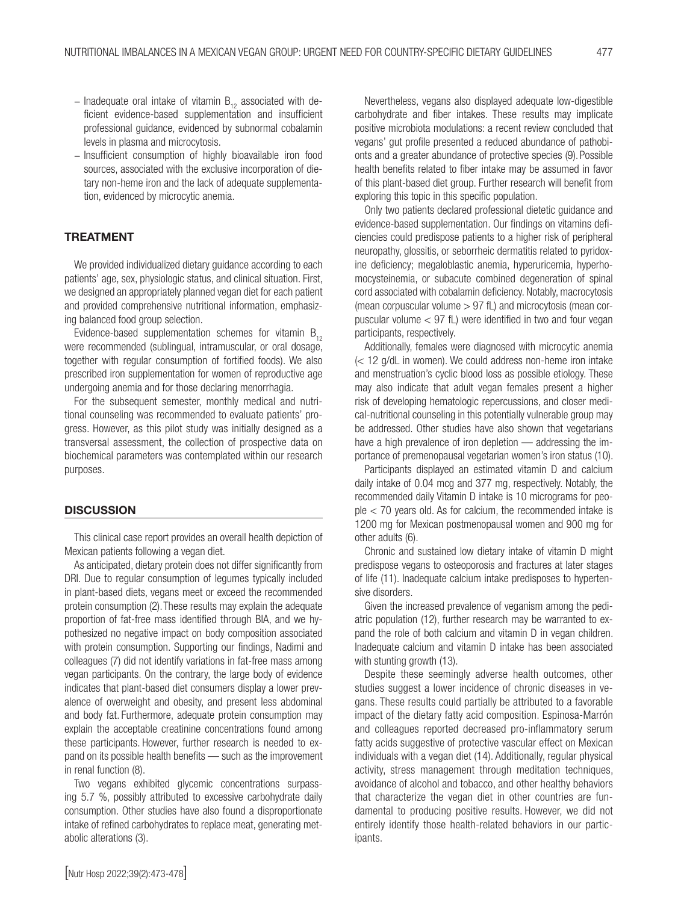- Inadequate oral intake of vitamin $B_{12}$ associated with deficient evidence-based supplementation and insufficient professional guidance, evidenced by subnormal cobalamin levels in plasma and microcytosis.
- Insufficient consumption of highly bioavailable iron food sources, associated with the exclusive incorporation of dietary non-heme iron and the lack of adequate supplementation, evidenced by microcytic anemia.

## TREATMENT

We provided individualized dietary guidance according to each patients' age, sex, physiologic status, and clinical situation. First, we designed an appropriately planned vegan diet for each patient and provided comprehensive nutritional information, emphasizing balanced food group selection.

Evidence-based supplementation schemes for vitamin $B_{12}$ were recommended (sublingual, intramuscular, or oral dosage, together with regular consumption of fortified foods). We also prescribed iron supplementation for women of reproductive age undergoing anemia and for those declaring menorrhagia.

For the subsequent semester, monthly medical and nutritional counseling was recommended to evaluate patients' progress. However, as this pilot study was initially designed as a transversal assessment, the collection of prospective data on biochemical parameters was contemplated within our research purposes.

## DISCUSSION

This clinical case report provides an overall health depiction of Mexican patients following a vegan diet.

As anticipated, dietary protein does not differ significantly from DRI. Due to regular consumption of legumes typically included in plant-based diets, vegans meet or exceed the recommended protein consumption (2). These results may explain the adequate proportion of fat-free mass identified through BIA, and we hypothesized no negative impact on body composition associated with protein consumption. Supporting our findings, Nadimi and colleagues (7) did not identify variations in fat-free mass among vegan participants. On the contrary, the large body of evidence indicates that plant-based diet consumers display a lower prevalence of overweight and obesity, and present less abdominal and body fat. Furthermore, adequate protein consumption may explain the acceptable creatinine concentrations found among these participants. However, further research is needed to expand on its possible health benefits — such as the improvement in renal function (8).

Two vegans exhibited glycemic concentrations surpassing 5.7 %, possibly attributed to excessive carbohydrate daily consumption. Other studies have also found a disproportionate intake of refined carbohydrates to replace meat, generating metabolic alterations (3).

Nevertheless, vegans also displayed adequate low-digestible carbohydrate and fiber intakes. These results may implicate positive microbiota modulations: a recent review concluded that vegans' gut profile presented a reduced abundance of pathobionts and a greater abundance of protective species (9). Possible health benefits related to fiber intake may be assumed in favor of this plant-based diet group. Further research will benefit from exploring this topic in this specific population.

Only two patients declared professional dietetic guidance and evidence-based supplementation. Our findings on vitamins deficiencies could predispose patients to a higher risk of peripheral neuropathy, glossitis, or seborrheic dermatitis related to pyridoxine deficiency; megaloblastic anemia, hyperuricemia, hyperhomocysteinemia, or subacute combined degeneration of spinal cord associated with cobalamin deficiency. Notably, macrocytosis (mean corpuscular volume > 97 fL) and microcytosis (mean corpuscular volume < 97 fL) were identified in two and four vegan participants, respectively.

Additionally, females were diagnosed with microcytic anemia (< 12 g/dL in women). We could address non-heme iron intake and menstruation's cyclic blood loss as possible etiology. These may also indicate that adult vegan females present a higher risk of developing hematologic repercussions, and closer medical-nutritional counseling in this potentially vulnerable group may be addressed. Other studies have also shown that vegetarians have a high prevalence of iron depletion — addressing the importance of premenopausal vegetarian women's iron status (10).

Participants displayed an estimated vitamin D and calcium daily intake of 0.04 mcg and 377 mg, respectively. Notably, the recommended daily Vitamin D intake is 10 micrograms for people < 70 years old. As for calcium, the recommended intake is 1200 mg for Mexican postmenopausal women and 900 mg for other adults (6).

Chronic and sustained low dietary intake of vitamin D might predispose vegans to osteoporosis and fractures at later stages of life (11). Inadequate calcium intake predisposes to hypertensive disorders.

Given the increased prevalence of veganism among the pediatric population (12), further research may be warranted to expand the role of both calcium and vitamin D in vegan children. Inadequate calcium and vitamin D intake has been associated with stunting growth (13).

Despite these seemingly adverse health outcomes, other studies suggest a lower incidence of chronic diseases in vegans. These results could partially be attributed to a favorable impact of the dietary fatty acid composition. Espinosa-Marrón and colleagues reported decreased pro-inflammatory serum fatty acids suggestive of protective vascular effect on Mexican individuals with a vegan diet (14). Additionally, regular physical activity, stress management through meditation techniques, avoidance of alcohol and tobacco, and other healthy behaviors that characterize the vegan diet in other countries are fundamental to producing positive results. However, we did not entirely identify those health-related behaviors in our participants.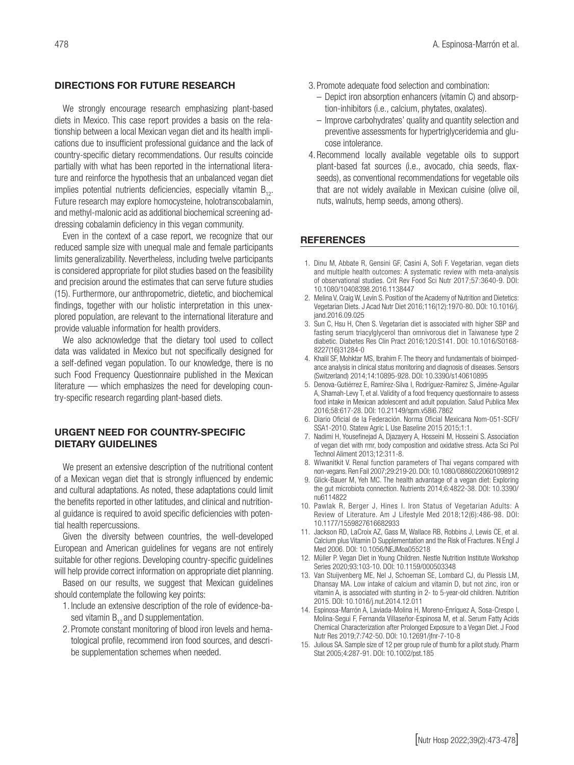## DIRECTIONS FOR FUTURE RESEARCH

We strongly encourage research emphasizing plant-based diets in Mexico. This case report provides a basis on the relationship between a local Mexican vegan diet and its health implications due to insufficient professional guidance and the lack of country-specific dietary recommendations. Our results coincide partially with what has been reported in the international literature and reinforce the hypothesis that an unbalanced vegan diet implies potential nutrients deficiencies, especially vitamin $B_{12}$. Future research may explore homocysteine, holotranscobalamin, and methyl-malonic acid as additional biochemical screening addressing cobalamin deficiency in this vegan community.

Even in the context of a case report, we recognize that our reduced sample size with unequal male and female participants limits generalizability. Nevertheless, including twelve participants is considered appropriate for pilot studies based on the feasibility and precision around the estimates that can serve future studies (15). Furthermore, our anthropometric, dietetic, and biochemical findings, together with our holistic interpretation in this unexplored population, are relevant to the international literature and provide valuable information for health providers.

We also acknowledge that the dietary tool used to collect data was validated in Mexico but not specifically designed for a self-defined vegan population. To our knowledge, there is no such Food Frequency Questionnaire published in the Mexican literature — which emphasizes the need for developing country-specific research regarding plant-based diets.

## URGENT NEED FOR COUNTRY-SPECIFIC DIETARY GUIDELINES

We present an extensive description of the nutritional content of a Mexican vegan diet that is strongly influenced by endemic and cultural adaptations. As noted, these adaptations could limit the benefits reported in other latitudes, and clinical and nutritional guidance is required to avoid specific deficiencies with potential health repercussions.

Given the diversity between countries, the well-developed European and American guidelines for vegans are not entirely suitable for other regions. Developing country-specific guidelines will help provide correct information on appropriate diet planning.

Based on our results, we suggest that Mexican guidelines should contemplate the following key points:

1. Include an extensive description of the role of evidence-based vitamin $B_{12}$ and D supplementation.
2. Promote constant monitoring of blood iron levels and hematological profile, recommend iron food sources, and describe supplementation schemes when needed.
3. Promote adequate food selection and combination:
   - Depict iron absorption enhancers (vitamin C) and absorption-inhibitors (i.e., calcium, phytates, oxalates).
   - Improve carbohydrates' quality and quantity selection and preventive assessments for hypertriglyceridemia and glucose intolerance.
4. Recommend locally available vegetable oils to support plant-based fat sources (i.e., avocado, chia seeds, flaxseeds), as conventional recommendations for vegetable oils that are not widely available in Mexican cuisine (olive oil, nuts, walnuts, hemp seeds, among others).

## REFERENCES

1. Dinu M, Abbate R, Gensini GF, Casini A, Sofi F. Vegetarian, vegan diets and multiple health outcomes: A systematic review with meta-analysis of observational studies. Crit Rev Food Sci Nutr 2017;57:3640-9. DOI: 10.1080/10408398.2016.1138447
2. Melina V, Craig W, Levin S. Position of the Academy of Nutrition and Dietetics: Vegetarian Diets. J Acad Nutr Diet 2016;116(12):1970-80. DOI: 10.1016/j.jand.2016.09.025
3. Sun C, Hsu H, Chen S. Vegetarian diet is associated with higher SBP and fasting serum triacylglycerol than omnivorous diet in Taiwanese type 2 diabetic. Diabetes Res Clin Pract 2016;120:S141. DOI: 10.1016/S0168-8227(16)31284-0
4. Khalil SF, Mohktar MS, Ibrahim F. The theory and fundamentals of bioimpedance analysis in clinical status monitoring and diagnosis of diseases. Sensors (Switzerland) 2014;14:10895-928. DOI: 10.3390/s140610895
5. Denova-Gutiérrez E, Ramírez-Silva I, Rodríguez-Ramírez S, Jiméne-Aguilar A, Shamah-Levy T, et al. Validity of a food frequency questionnaire to assess food intake in Mexican adolescent and adult population. Salud Publica Mex 2016;58:617-28. DOI: 10.21149/spm.v58i6.7862
6. Diario Oficial de la Federación. Norma Oficial Mexicana Nom-051-SCFI/SSA1-2010. Statew Agric L Use Baseline 2015 2015;1:1.
7. Nadimi H, Yousefinejad A, Djazayery A, Hosseini M, Hosseini S. Association of vegan diet with rmr, body composition and oxidative stress. Acta Sci Pol Technol Aliment 2013;12:311-8.
8. Wiwanitkit V. Renal function parameters of Thai vegans compared with non-vegans. Ren Fail 2007;29:219-20. DOI: 10.1080/08860220601098912
9. Glick-Bauer M, Yeh MC. The health advantage of a vegan diet: Exploring the gut microbiota connection. Nutrients 2014;6:4822-38. DOI: 10.3390/nu6114822
10. Pawlak R, Berger J, Hines I. Iron Status of Vegetarian Adults: A Review of Literature. Am J Lifestyle Med 2018;12(6):486-98. DOI: 10.1177/1559827616682933
11. Jackson RD, LaCroix AZ, Gass M, Wallace RB, Robbins J, Lewis CE, et al. Calcium plus Vitamin D Supplementation and the Risk of Fractures. N Engl J Med 2006. DOI: 10.1056/NEJMoa055218
12. Müller P. Vegan Diet in Young Children. Nestle Nutrition Institute Workshop Series 2020;93:103-10. DOI: 10.1159/000503348
13. Van Stuijvenberg ME, Nel J, Schoeman SE, Lombard CJ, du Plessis LM, Dhansay MA. Low intake of calcium and vitamin D, but not zinc, iron or vitamin A, is associated with stunting in 2- to 5-year-old children. Nutrition 2015. DOI: 10.1016/j.nut.2014.12.011
14. Espinosa-Marrón A, Laviada-Molina H, Moreno-Enríquez A, Sosa-Crespo I, Molina-Segui F, Fernanda Villaseñor-Espinosa M, et al. Serum Fatty Acids Chemical Characterization after Prolonged Exposure to a Vegan Diet. J Food Nutr Res 2019;7:742-50. DOI: 10.12691/jfnr-7-10-8
15. Julious SA. Sample size of 12 per group rule of thumb for a pilot study. Pharm Stat 2005;4:287-91. DOI: 10.1002/pst.185